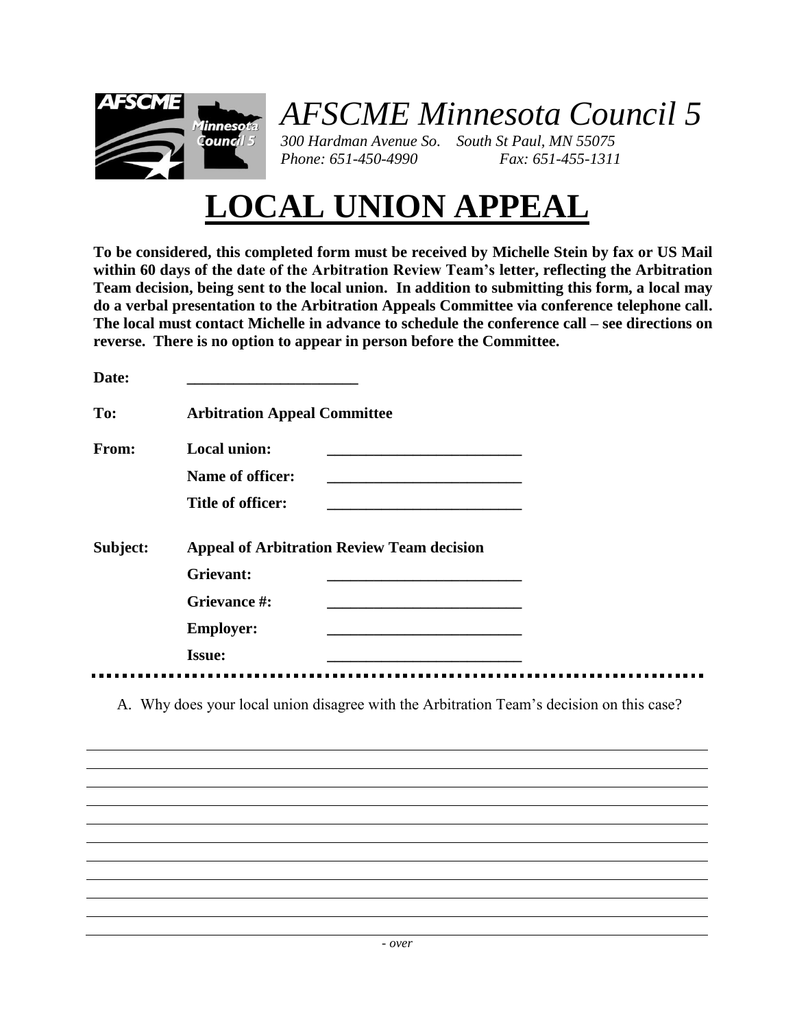# AFSCME Minnesota Council 5

*300 Hardman Avenue So. South St Paul, MN 55075*
*Phone: 651-450-4990 Fax: 651-455-1311*

# LOCAL UNION APPEAL

**To be considered, this completed form must be received by Michelle Stein by fax or US Mail within 60 days of the date of the Arbitration Review Team's letter, reflecting the Arbitration Team decision, being sent to the local union. In addition to submitting this form, a local may do a verbal presentation to the Arbitration Appeals Committee via conference telephone call. The local must contact Michelle in advance to schedule the conference call – see directions on reverse. There is no option to appear in person before the Committee.**

**Date:** ______________________

**To:** **Arbitration Appeal Committee**

**From:** **Local union:** __________________________

**Name of officer:** __________________________

**Title of officer:** __________________________

**Subject:** **Appeal of Arbitration Review Team decision**

**Grievant:** __________________________

**Grievance #:** __________________________

**Employer:** __________________________

**Issue:** __________________________

A. Why does your local union disagree with the Arbitration Team's decision on this case?

___

___

___

___

___

___

___

___

___

___

___

*- over*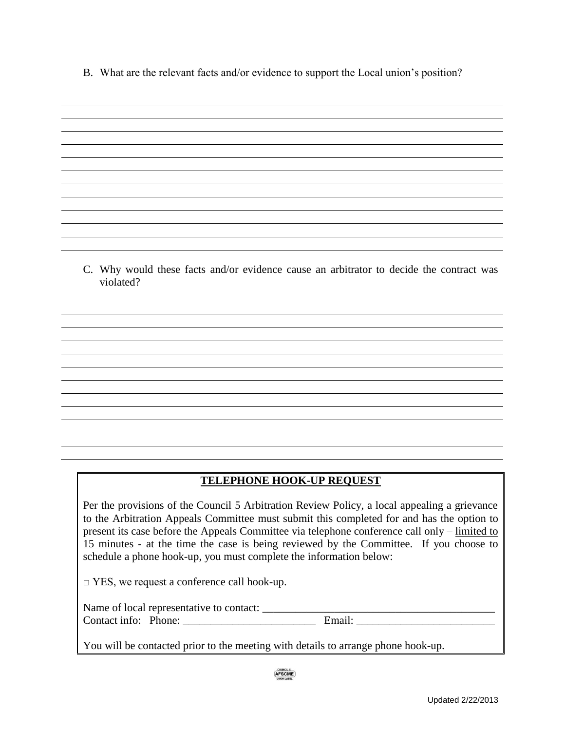B. What are the relevant facts and/or evidence to support the Local union's position?

C. Why would these facts and/or evidence cause an arbitrator to decide the contract was violated?

**TELEPHONE HOOK-UP REQUEST**

Per the provisions of the Council 5 Arbitration Review Policy, a local appealing a grievance to the Arbitration Appeals Committee must submit this completed for and has the option to present its case before the Appeals Committee via telephone conference call only – limited to 15 minutes - at the time the case is being reviewed by the Committee. If you choose to schedule a phone hook-up, you must complete the information below:

□ YES, we request a conference call hook-up.

Name of local representative to contact: ___________________________________________
Contact info: Phone: ________________________ Email: _________________________

You will be contacted prior to the meeting with details to arrange phone hook-up.

Updated 2/22/2013